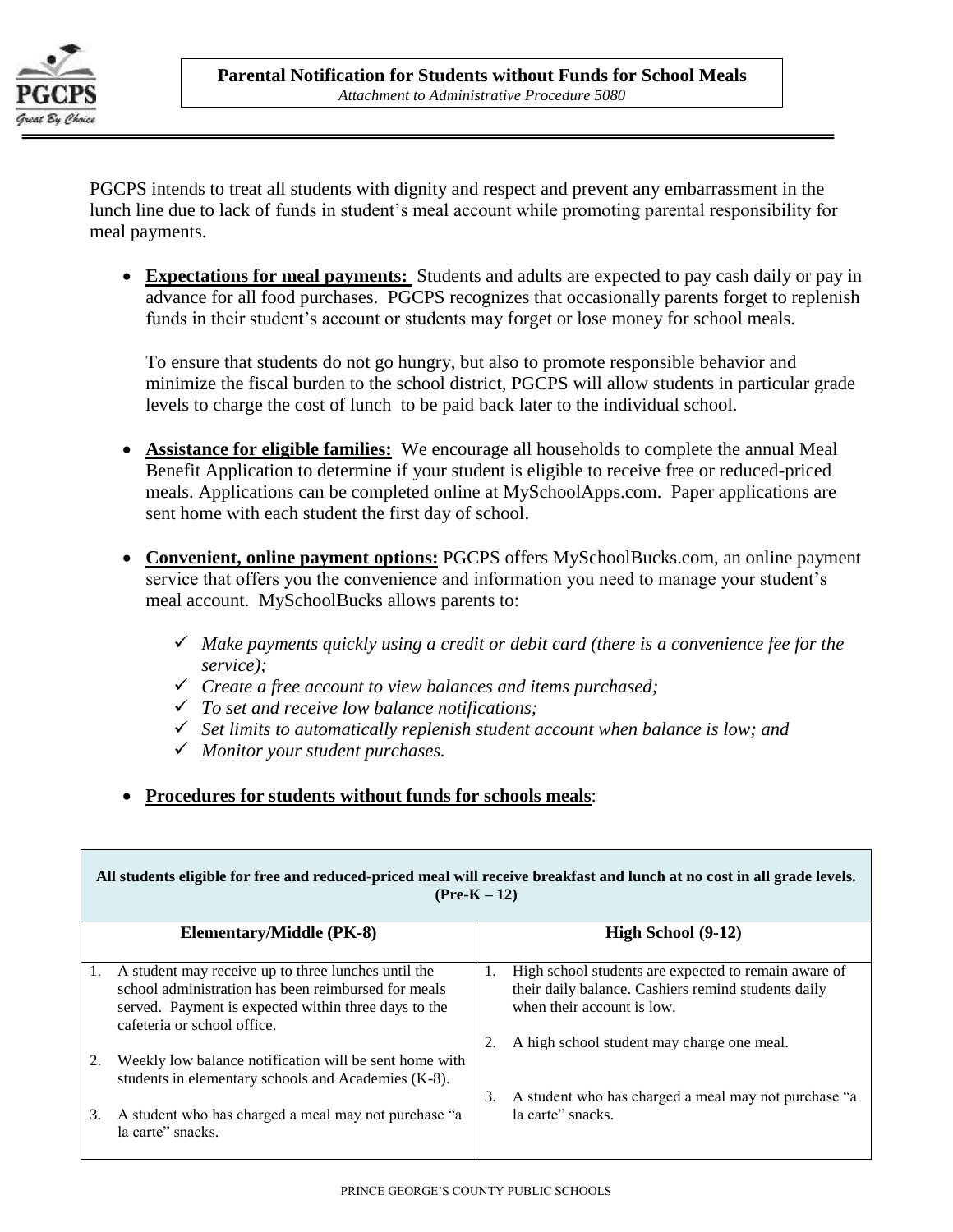# Parental Notification for Students without Funds for School Meals

*Attachment to Administrative Procedure 5080*

PGCPS intends to treat all students with dignity and respect and prevent any embarrassment in the lunch line due to lack of funds in student's meal account while promoting parental responsibility for meal payments.

- **Expectations for meal payments:** Students and adults are expected to pay cash daily or pay in advance for all food purchases. PGCPS recognizes that occasionally parents forget to replenish funds in their student's account or students may forget or lose money for school meals.

  To ensure that students do not go hungry, but also to promote responsible behavior and minimize the fiscal burden to the school district, PGCPS will allow students in particular grade levels to charge the cost of lunch to be paid back later to the individual school.

- **Assistance for eligible families:** We encourage all households to complete the annual Meal Benefit Application to determine if your student is eligible to receive free or reduced-priced meals. Applications can be completed online at MySchoolApps.com. Paper applications are sent home with each student the first day of school.

- **Convenient, online payment options:** PGCPS offers MySchoolBucks.com, an online payment service that offers you the convenience and information you need to manage your student's meal account. MySchoolBucks allows parents to:

  - ✓ *Make payments quickly using a credit or debit card (there is a convenience fee for the service);*
  - ✓ *Create a free account to view balances and items purchased;*
  - ✓ *To set and receive low balance notifications;*
  - ✓ *Set limits to automatically replenish student account when balance is low; and*
  - ✓ *Monitor your student purchases.*

- **Procedures for students without funds for schools meals**:

| **All students eligible for free and reduced-priced meal will receive breakfast and lunch at no cost in all grade levels. (Pre-K – 12)** | |
|---|---|
| **Elementary/Middle (PK-8)** | **High School (9-12)** |
| 1. A student may receive up to three lunches until the school administration has been reimbursed for meals served. Payment is expected within three days to the cafeteria or school office.<br><br>2. Weekly low balance notification will be sent home with students in elementary schools and Academies (K-8).<br><br>3. A student who has charged a meal may not purchase "a la carte" snacks. | 1. High school students are expected to remain aware of their daily balance. Cashiers remind students daily when their account is low.<br><br>2. A high school student may charge one meal.<br><br>3. A student who has charged a meal may not purchase "a la carte" snacks. |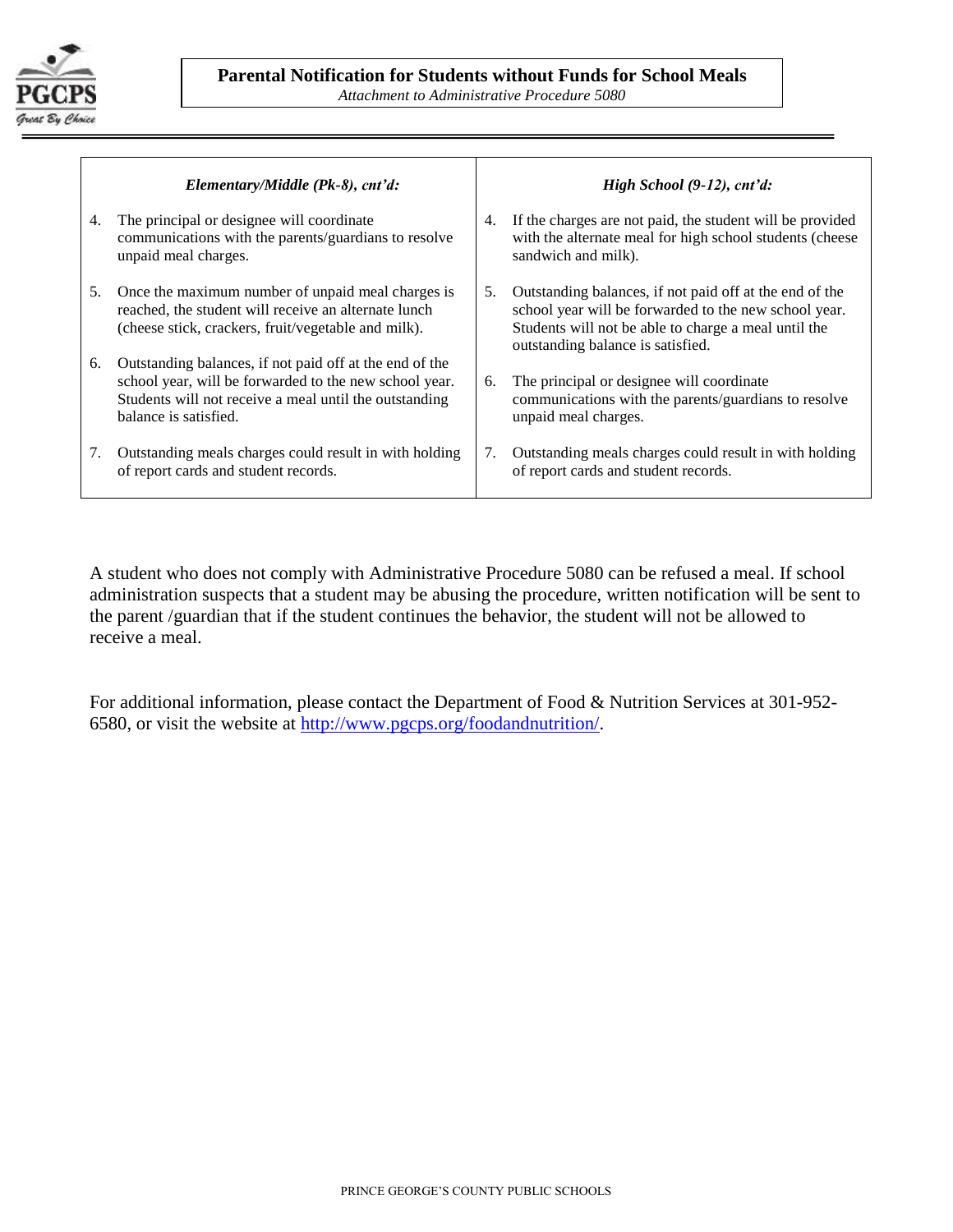**Parental Notification for Students without Funds for School Meals**
*Attachment to Administrative Procedure 5080*

| *Elementary/Middle (Pk-8), cnt'd:* | *High School (9-12), cnt'd:* |
|---|---|
| 4. The principal or designee will coordinate communications with the parents/guardians to resolve unpaid meal charges. | 4. If the charges are not paid, the student will be provided with the alternate meal for high school students (cheese sandwich and milk). |
| 5. Once the maximum number of unpaid meal charges is reached, the student will receive an alternate lunch (cheese stick, crackers, fruit/vegetable and milk). | 5. Outstanding balances, if not paid off at the end of the school year will be forwarded to the new school year. Students will not be able to charge a meal until the outstanding balance is satisfied. |
| 6. Outstanding balances, if not paid off at the end of the school year, will be forwarded to the new school year. Students will not receive a meal until the outstanding balance is satisfied. | 6. The principal or designee will coordinate communications with the parents/guardians to resolve unpaid meal charges. |
| 7. Outstanding meals charges could result in with holding of report cards and student records. | 7. Outstanding meals charges could result in with holding of report cards and student records. |

A student who does not comply with Administrative Procedure 5080 can be refused a meal. If school administration suspects that a student may be abusing the procedure, written notification will be sent to the parent /guardian that if the student continues the behavior, the student will not be allowed to receive a meal.

For additional information, please contact the Department of Food & Nutrition Services at 301-952-6580, or visit the website at http://www.pgcps.org/foodandnutrition/.